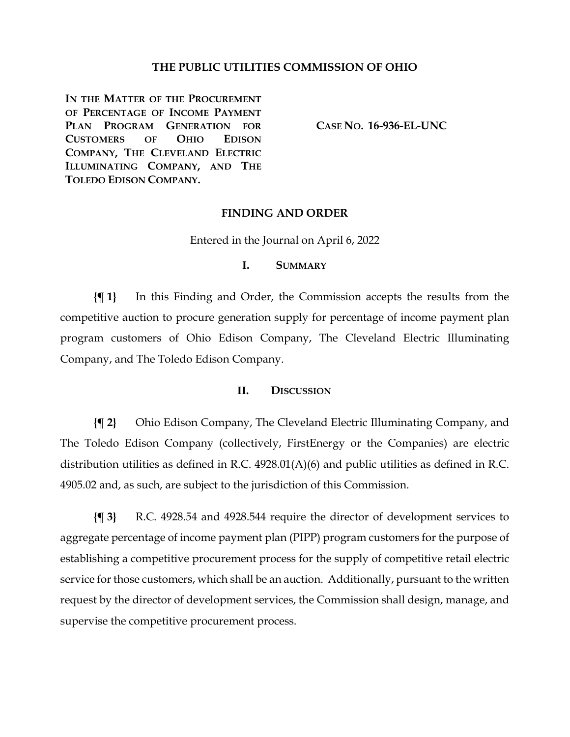**THE PUBLIC UTILITIES COMMISSION OF OHIO**

**IN THE MATTER OF THE PROCUREMENT OF PERCENTAGE OF INCOME PAYMENT PLAN PROGRAM GENERATION FOR CUSTOMERS OF OHIO EDISON COMPANY, THE CLEVELAND ELECTRIC ILLUMINATING COMPANY, AND THE TOLEDO EDISON COMPANY.**

**CASE NO. 16-936-EL-UNC**

## FINDING AND ORDER

Entered in the Journal on April 6, 2022

### I. SUMMARY

**{¶ 1}** In this Finding and Order, the Commission accepts the results from the competitive auction to procure generation supply for percentage of income payment plan program customers of Ohio Edison Company, The Cleveland Electric Illuminating Company, and The Toledo Edison Company.

### II. DISCUSSION

**{¶ 2}** Ohio Edison Company, The Cleveland Electric Illuminating Company, and The Toledo Edison Company (collectively, FirstEnergy or the Companies) are electric distribution utilities as defined in R.C. 4928.01(A)(6) and public utilities as defined in R.C. 4905.02 and, as such, are subject to the jurisdiction of this Commission.

**{¶ 3}** R.C. 4928.54 and 4928.544 require the director of development services to aggregate percentage of income payment plan (PIPP) program customers for the purpose of establishing a competitive procurement process for the supply of competitive retail electric service for those customers, which shall be an auction. Additionally, pursuant to the written request by the director of development services, the Commission shall design, manage, and supervise the competitive procurement process.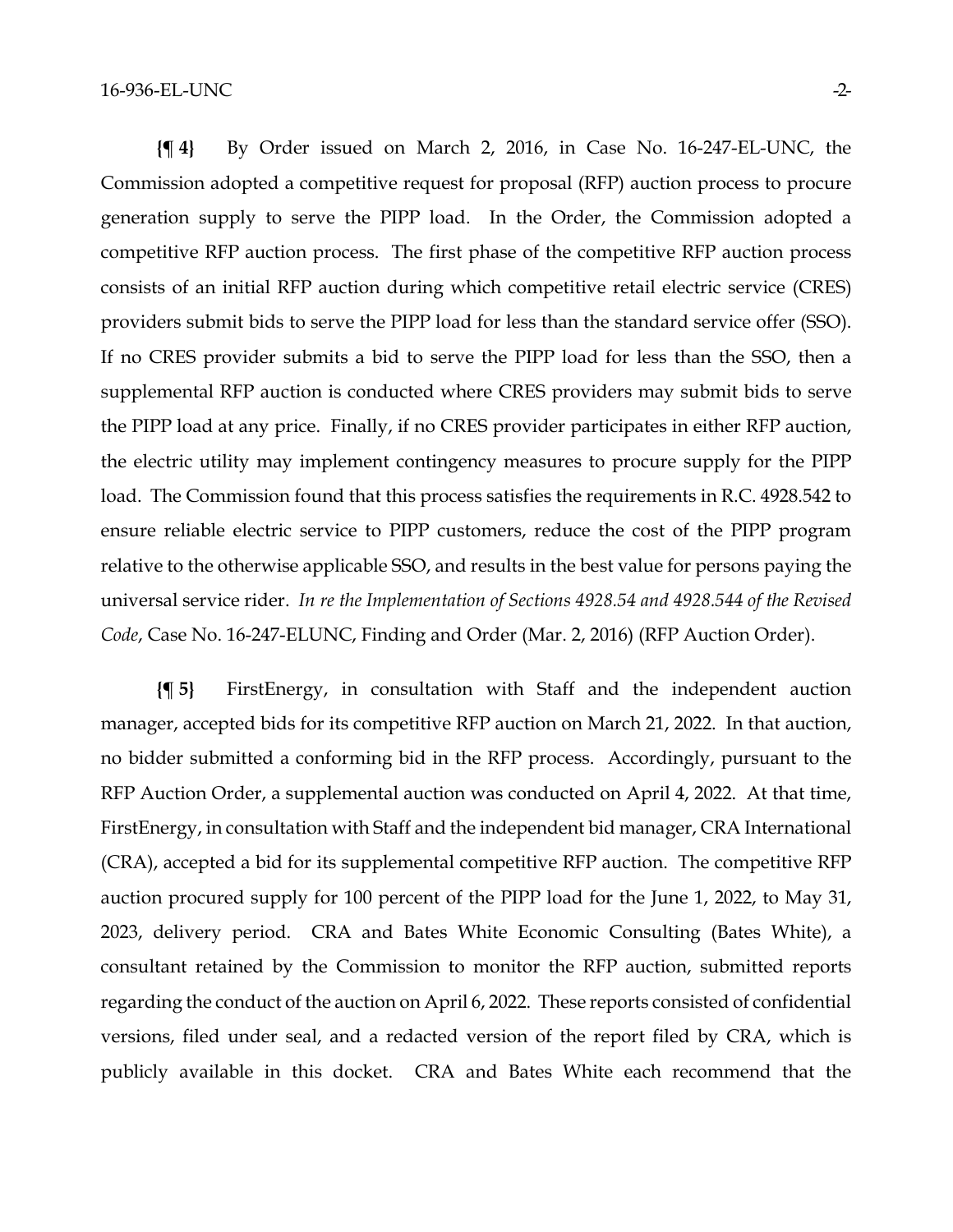**{¶ 4}** By Order issued on March 2, 2016, in Case No. 16-247-EL-UNC, the Commission adopted a competitive request for proposal (RFP) auction process to procure generation supply to serve the PIPP load. In the Order, the Commission adopted a competitive RFP auction process. The first phase of the competitive RFP auction process consists of an initial RFP auction during which competitive retail electric service (CRES) providers submit bids to serve the PIPP load for less than the standard service offer (SSO). If no CRES provider submits a bid to serve the PIPP load for less than the SSO, then a supplemental RFP auction is conducted where CRES providers may submit bids to serve the PIPP load at any price. Finally, if no CRES provider participates in either RFP auction, the electric utility may implement contingency measures to procure supply for the PIPP load. The Commission found that this process satisfies the requirements in R.C. 4928.542 to ensure reliable electric service to PIPP customers, reduce the cost of the PIPP program relative to the otherwise applicable SSO, and results in the best value for persons paying the universal service rider. *In re the Implementation of Sections 4928.54 and 4928.544 of the Revised Code*, Case No. 16-247-ELUNC, Finding and Order (Mar. 2, 2016) (RFP Auction Order).

**{¶ 5}** FirstEnergy, in consultation with Staff and the independent auction manager, accepted bids for its competitive RFP auction on March 21, 2022. In that auction, no bidder submitted a conforming bid in the RFP process. Accordingly, pursuant to the RFP Auction Order, a supplemental auction was conducted on April 4, 2022. At that time, FirstEnergy, in consultation with Staff and the independent bid manager, CRA International (CRA), accepted a bid for its supplemental competitive RFP auction. The competitive RFP auction procured supply for 100 percent of the PIPP load for the June 1, 2022, to May 31, 2023, delivery period. CRA and Bates White Economic Consulting (Bates White), a consultant retained by the Commission to monitor the RFP auction, submitted reports regarding the conduct of the auction on April 6, 2022. These reports consisted of confidential versions, filed under seal, and a redacted version of the report filed by CRA, which is publicly available in this docket. CRA and Bates White each recommend that the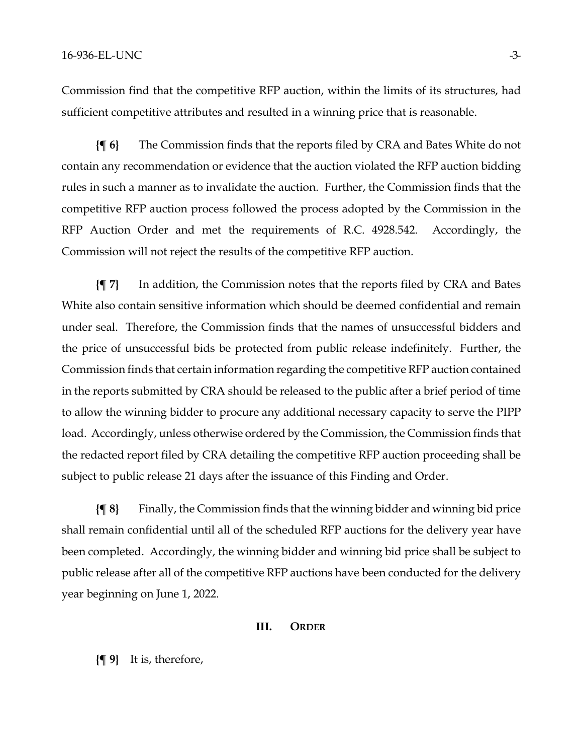Commission find that the competitive RFP auction, within the limits of its structures, had sufficient competitive attributes and resulted in a winning price that is reasonable.

**{¶ 6}** The Commission finds that the reports filed by CRA and Bates White do not contain any recommendation or evidence that the auction violated the RFP auction bidding rules in such a manner as to invalidate the auction. Further, the Commission finds that the competitive RFP auction process followed the process adopted by the Commission in the RFP Auction Order and met the requirements of R.C. 4928.542. Accordingly, the Commission will not reject the results of the competitive RFP auction.

**{¶ 7}** In addition, the Commission notes that the reports filed by CRA and Bates White also contain sensitive information which should be deemed confidential and remain under seal. Therefore, the Commission finds that the names of unsuccessful bidders and the price of unsuccessful bids be protected from public release indefinitely. Further, the Commission finds that certain information regarding the competitive RFP auction contained in the reports submitted by CRA should be released to the public after a brief period of time to allow the winning bidder to procure any additional necessary capacity to serve the PIPP load. Accordingly, unless otherwise ordered by the Commission, the Commission finds that the redacted report filed by CRA detailing the competitive RFP auction proceeding shall be subject to public release 21 days after the issuance of this Finding and Order.

**{¶ 8}** Finally, the Commission finds that the winning bidder and winning bid price shall remain confidential until all of the scheduled RFP auctions for the delivery year have been completed. Accordingly, the winning bidder and winning bid price shall be subject to public release after all of the competitive RFP auctions have been conducted for the delivery year beginning on June 1, 2022.

## III. ORDER

**{¶ 9}** It is, therefore,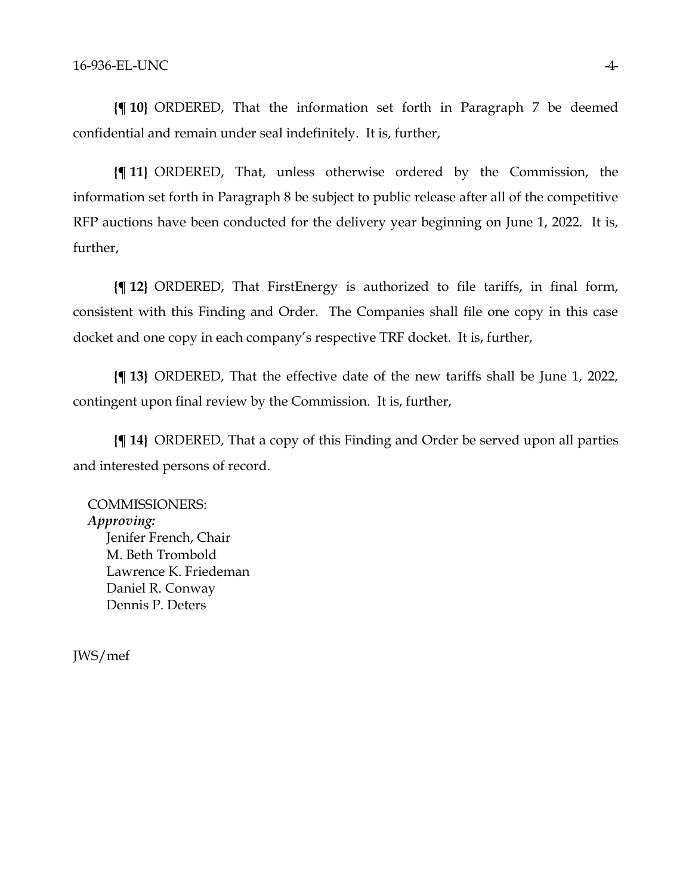**{¶ 10}** ORDERED, That the information set forth in Paragraph 7 be deemed confidential and remain under seal indefinitely. It is, further,

**{¶ 11}** ORDERED, That, unless otherwise ordered by the Commission, the information set forth in Paragraph 8 be subject to public release after all of the competitive RFP auctions have been conducted for the delivery year beginning on June 1, 2022. It is, further,

**{¶ 12}** ORDERED, That FirstEnergy is authorized to file tariffs, in final form, consistent with this Finding and Order. The Companies shall file one copy in this case docket and one copy in each company's respective TRF docket. It is, further,

**{¶ 13}** ORDERED, That the effective date of the new tariffs shall be June 1, 2022, contingent upon final review by the Commission. It is, further,

**{¶ 14}** ORDERED, That a copy of this Finding and Order be served upon all parties and interested persons of record.

COMMISSIONERS:
*Approving:*
Jenifer French, Chair
M. Beth Trombold
Lawrence K. Friedeman
Daniel R. Conway
Dennis P. Deters

JWS/mef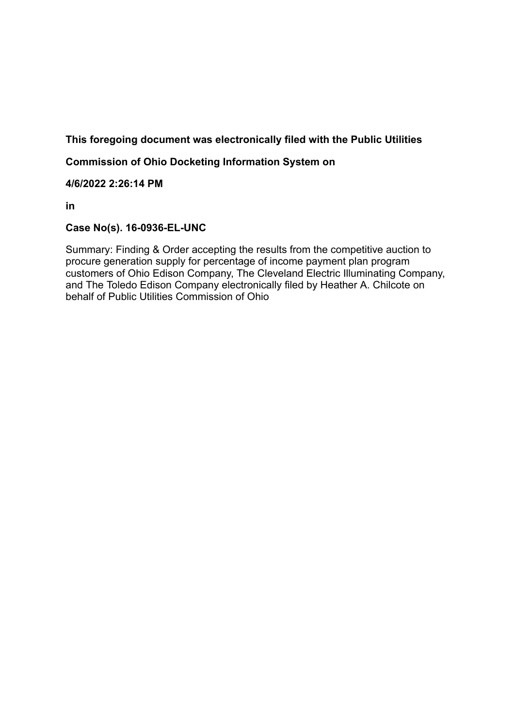**This foregoing document was electronically filed with the Public Utilities**

**Commission of Ohio Docketing Information System on**

**4/6/2022 2:26:14 PM**

**in**

**Case No(s). 16-0936-EL-UNC**

Summary: Finding & Order accepting the results from the competitive auction to procure generation supply for percentage of income payment plan program customers of Ohio Edison Company, The Cleveland Electric Illuminating Company, and The Toledo Edison Company electronically filed by Heather A. Chilcote on behalf of Public Utilities Commission of Ohio